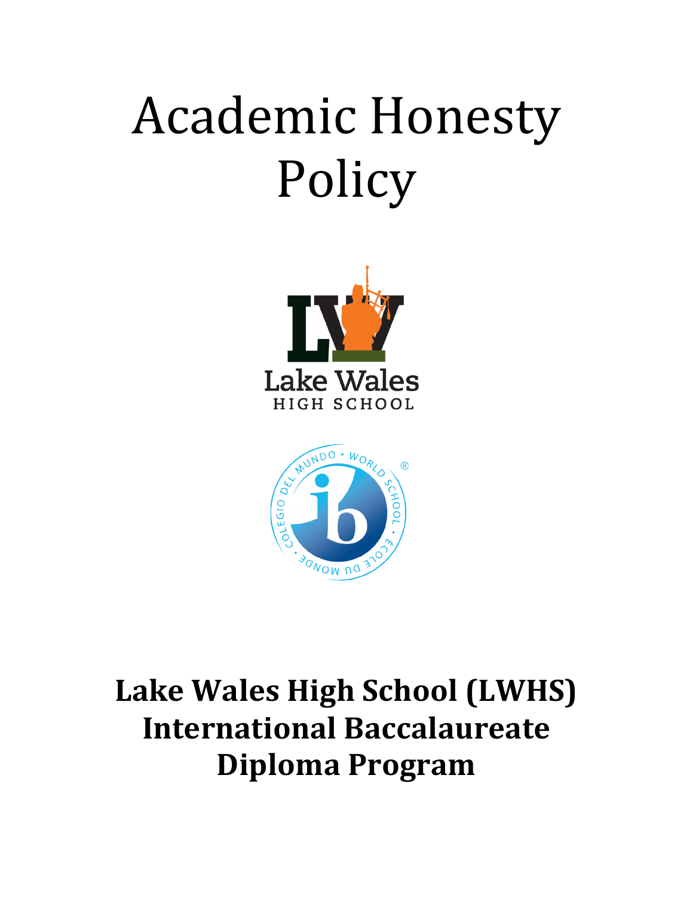# Academic Honesty Policy

**Lake Wales High School (LWHS) International Baccalaureate Diploma Program**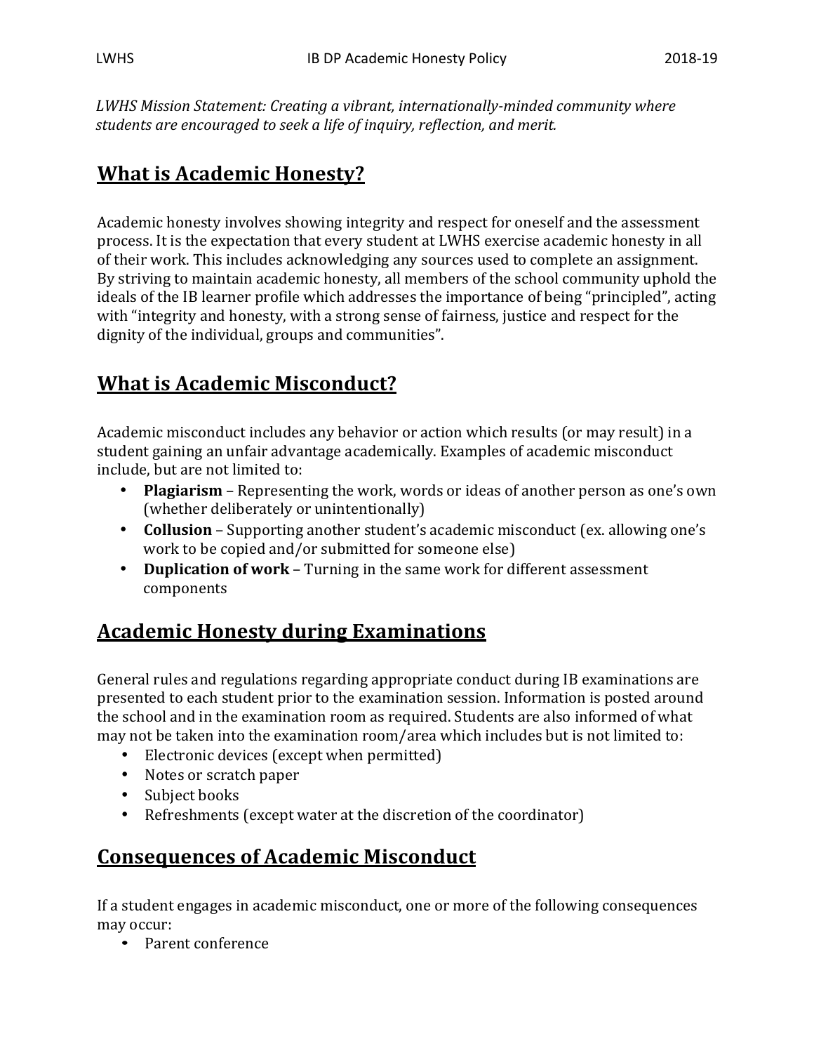*LWHS Mission Statement: Creating a vibrant, internationally-minded community where students are encouraged to seek a life of inquiry, reflection, and merit.*

## What is Academic Honesty?

Academic honesty involves showing integrity and respect for oneself and the assessment process. It is the expectation that every student at LWHS exercise academic honesty in all of their work. This includes acknowledging any sources used to complete an assignment. By striving to maintain academic honesty, all members of the school community uphold the ideals of the IB learner profile which addresses the importance of being "principled", acting with "integrity and honesty, with a strong sense of fairness, justice and respect for the dignity of the individual, groups and communities".

## What is Academic Misconduct?

Academic misconduct includes any behavior or action which results (or may result) in a student gaining an unfair advantage academically. Examples of academic misconduct include, but are not limited to:

- **Plagiarism** – Representing the work, words or ideas of another person as one's own (whether deliberately or unintentionally)
- **Collusion** – Supporting another student's academic misconduct (ex. allowing one's work to be copied and/or submitted for someone else)
- **Duplication of work** – Turning in the same work for different assessment components

## Academic Honesty during Examinations

General rules and regulations regarding appropriate conduct during IB examinations are presented to each student prior to the examination session. Information is posted around the school and in the examination room as required. Students are also informed of what may not be taken into the examination room/area which includes but is not limited to:

- Electronic devices (except when permitted)
- Notes or scratch paper
- Subject books
- Refreshments (except water at the discretion of the coordinator)

## Consequences of Academic Misconduct

If a student engages in academic misconduct, one or more of the following consequences may occur:

- Parent conference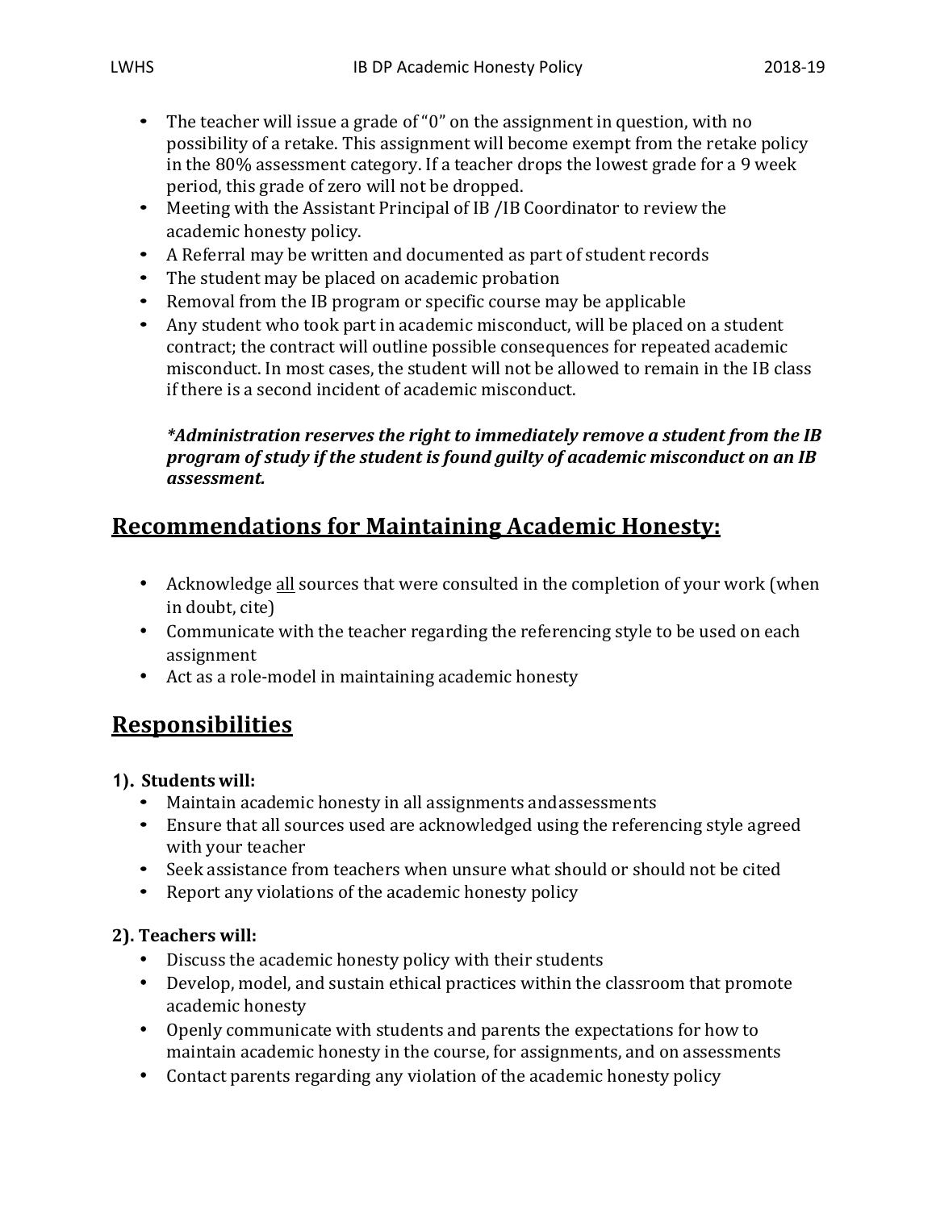- The teacher will issue a grade of "0" on the assignment in question, with no possibility of a retake. This assignment will become exempt from the retake policy in the 80% assessment category. If a teacher drops the lowest grade for a 9 week period, this grade of zero will not be dropped.
- Meeting with the Assistant Principal of IB /IB Coordinator to review the academic honesty policy.
- A Referral may be written and documented as part of student records
- The student may be placed on academic probation
- Removal from the IB program or specific course may be applicable
- Any student who took part in academic misconduct, will be placed on a student contract; the contract will outline possible consequences for repeated academic misconduct. In most cases, the student will not be allowed to remain in the IB class if there is a second incident of academic misconduct.

  ***Administration reserves the right to immediately remove a student from the IB program of study if the student is found guilty of academic misconduct on an IB assessment.***

## Recommendations for Maintaining Academic Honesty:

- Acknowledge <u>all</u> sources that were consulted in the completion of your work (when in doubt, cite)
- Communicate with the teacher regarding the referencing style to be used on each assignment
- Act as a role-model in maintaining academic honesty

## Responsibilities

### 1). Students will:

- Maintain academic honesty in all assignments andassessments
- Ensure that all sources used are acknowledged using the referencing style agreed with your teacher
- Seek assistance from teachers when unsure what should or should not be cited
- Report any violations of the academic honesty policy

### 2). Teachers will:

- Discuss the academic honesty policy with their students
- Develop, model, and sustain ethical practices within the classroom that promote academic honesty
- Openly communicate with students and parents the expectations for how to maintain academic honesty in the course, for assignments, and on assessments
- Contact parents regarding any violation of the academic honesty policy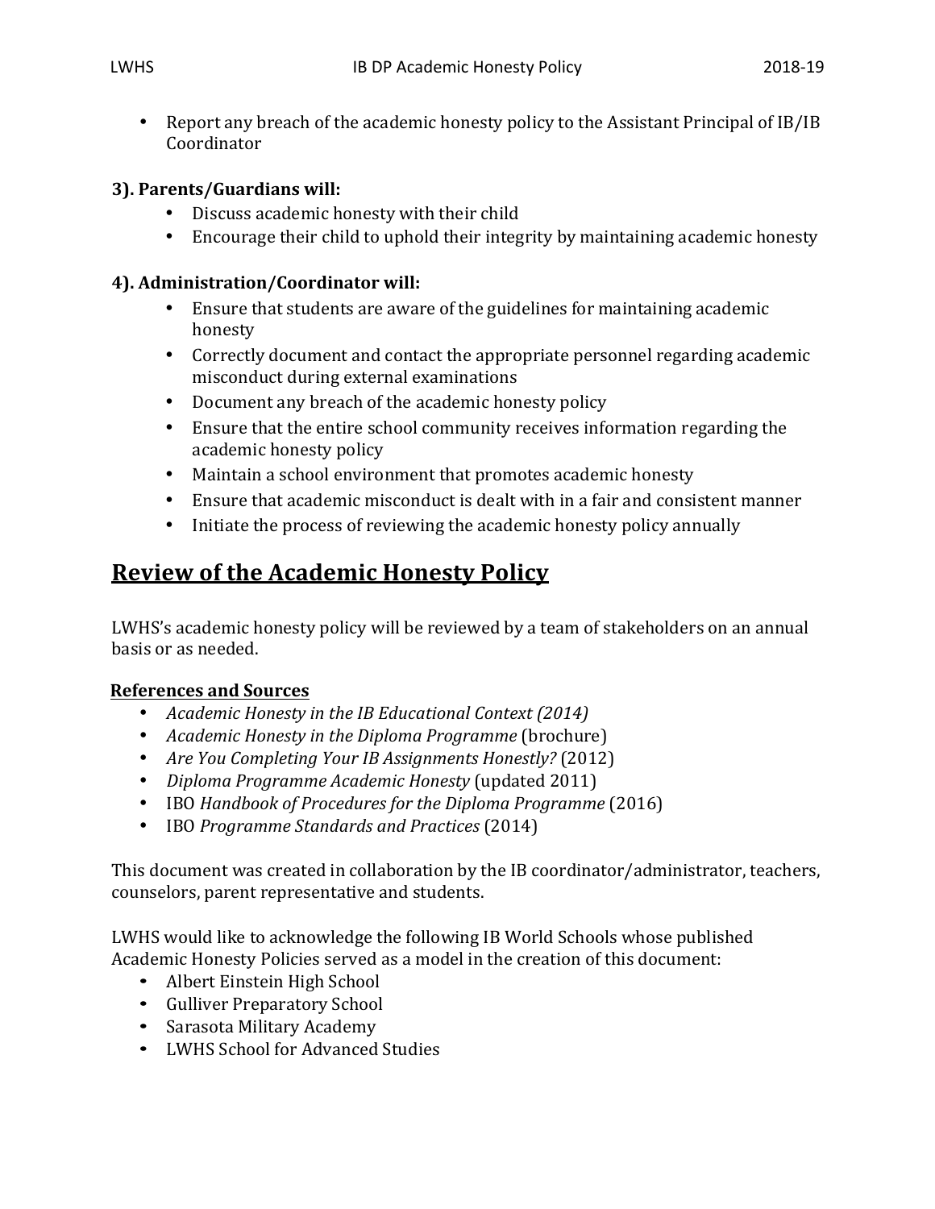- Report any breach of the academic honesty policy to the Assistant Principal of IB/IB Coordinator

**3). Parents/Guardians will:**

- Discuss academic honesty with their child
- Encourage their child to uphold their integrity by maintaining academic honesty

**4). Administration/Coordinator will:**

- Ensure that students are aware of the guidelines for maintaining academic honesty
- Correctly document and contact the appropriate personnel regarding academic misconduct during external examinations
- Document any breach of the academic honesty policy
- Ensure that the entire school community receives information regarding the academic honesty policy
- Maintain a school environment that promotes academic honesty
- Ensure that academic misconduct is dealt with in a fair and consistent manner
- Initiate the process of reviewing the academic honesty policy annually

## Review of the Academic Honesty Policy

LWHS's academic honesty policy will be reviewed by a team of stakeholders on an annual basis or as needed.

**References and Sources**

- *Academic Honesty in the IB Educational Context (2014)*
- *Academic Honesty in the Diploma Programme* (brochure)
- *Are You Completing Your IB Assignments Honestly?* (2012)
- *Diploma Programme Academic Honesty* (updated 2011)
- IBO *Handbook of Procedures for the Diploma Programme* (2016)
- IBO *Programme Standards and Practices* (2014)

This document was created in collaboration by the IB coordinator/administrator, teachers, counselors, parent representative and students.

LWHS would like to acknowledge the following IB World Schools whose published Academic Honesty Policies served as a model in the creation of this document:

- Albert Einstein High School
- Gulliver Preparatory School
- Sarasota Military Academy
- LWHS School for Advanced Studies